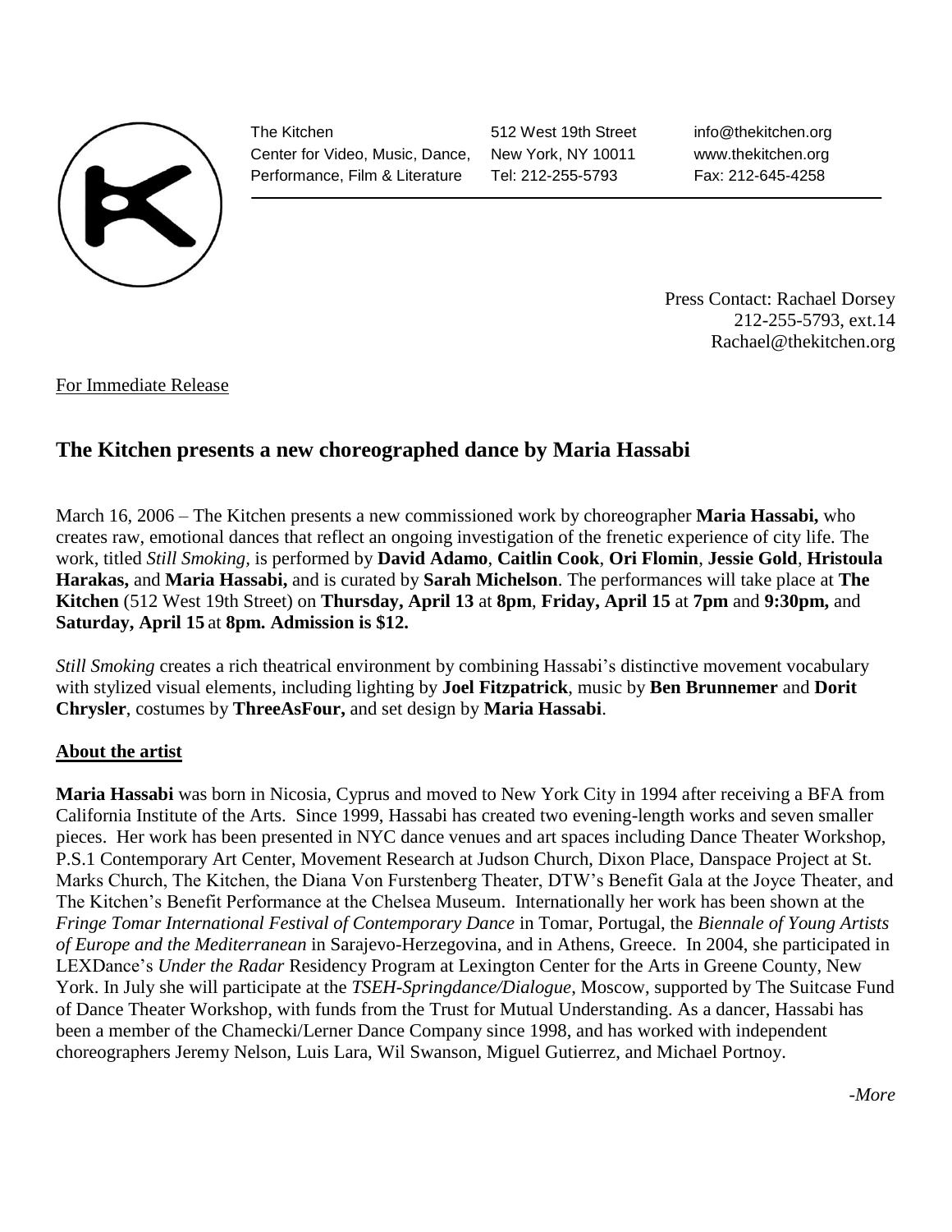The Kitchen
Center for Video, Music, Dance, Performance, Film & Literature

512 West 19th Street
New York, NY 10011
Tel: 212-255-5793

info@thekitchen.org
www.thekitchen.org
Fax: 212-645-4258

Press Contact: Rachael Dorsey
212-255-5793, ext.14
Rachael@thekitchen.org

For Immediate Release

## The Kitchen presents a new choreographed dance by Maria Hassabi

March 16, 2006 – The Kitchen presents a new commissioned work by choreographer **Maria Hassabi,** who creates raw, emotional dances that reflect an ongoing investigation of the frenetic experience of city life. The work, titled *Still Smoking,* is performed by **David Adamo**, **Caitlin Cook**, **Ori Flomin**, **Jessie Gold**, **Hristoula Harakas,** and **Maria Hassabi,** and is curated by **Sarah Michelson**. The performances will take place at **The Kitchen** (512 West 19th Street) on **Thursday, April 13** at **8pm**, **Friday, April 15** at **7pm** and **9:30pm,** and **Saturday, April 15** at **8pm. Admission is $12.**

*Still Smoking* creates a rich theatrical environment by combining Hassabi's distinctive movement vocabulary with stylized visual elements, including lighting by **Joel Fitzpatrick**, music by **Ben Brunnemer** and **Dorit Chrysler**, costumes by **ThreeAsFour,** and set design by **Maria Hassabi**.

### About the artist

**Maria Hassabi** was born in Nicosia, Cyprus and moved to New York City in 1994 after receiving a BFA from California Institute of the Arts. Since 1999, Hassabi has created two evening-length works and seven smaller pieces. Her work has been presented in NYC dance venues and art spaces including Dance Theater Workshop, P.S.1 Contemporary Art Center, Movement Research at Judson Church, Dixon Place, Danspace Project at St. Marks Church, The Kitchen, the Diana Von Furstenberg Theater, DTW's Benefit Gala at the Joyce Theater, and The Kitchen's Benefit Performance at the Chelsea Museum. Internationally her work has been shown at the *Fringe Tomar International Festival of Contemporary Dance* in Tomar, Portugal, the *Biennale of Young Artists of Europe and the Mediterranean* in Sarajevo-Herzegovina, and in Athens, Greece. In 2004, she participated in LEXDance's *Under the Radar* Residency Program at Lexington Center for the Arts in Greene County, New York. In July she will participate at the *TSEH-Springdance/Dialogue*, Moscow, supported by The Suitcase Fund of Dance Theater Workshop, with funds from the Trust for Mutual Understanding. As a dancer, Hassabi has been a member of the Chamecki/Lerner Dance Company since 1998, and has worked with independent choreographers Jeremy Nelson, Luis Lara, Wil Swanson, Miguel Gutierrez, and Michael Portnoy.

*-More*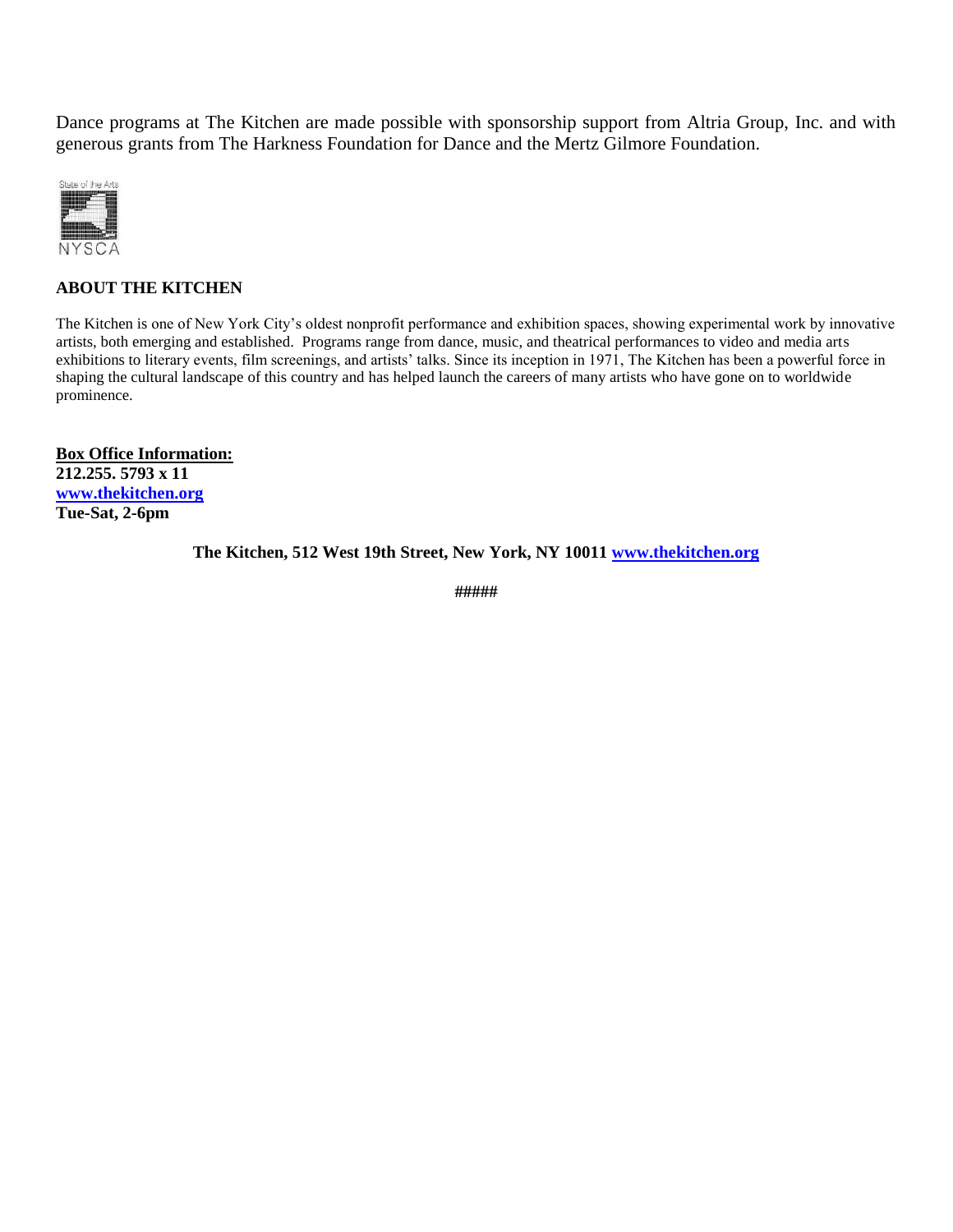Dance programs at The Kitchen are made possible with sponsorship support from Altria Group, Inc. and with generous grants from The Harkness Foundation for Dance and the Mertz Gilmore Foundation.

State of the Arts
NYSCA

**ABOUT THE KITCHEN**

The Kitchen is one of New York City's oldest nonprofit performance and exhibition spaces, showing experimental work by innovative artists, both emerging and established. Programs range from dance, music, and theatrical performances to video and media arts exhibitions to literary events, film screenings, and artists' talks. Since its inception in 1971, The Kitchen has been a powerful force in shaping the cultural landscape of this country and has helped launch the careers of many artists who have gone on to worldwide prominence.

**Box Office Information:**
**212.255. 5793 x 11**
**www.thekitchen.org**
**Tue-Sat, 2-6pm**

**The Kitchen, 512 West 19th Street, New York, NY 10011 www.thekitchen.org**

#####